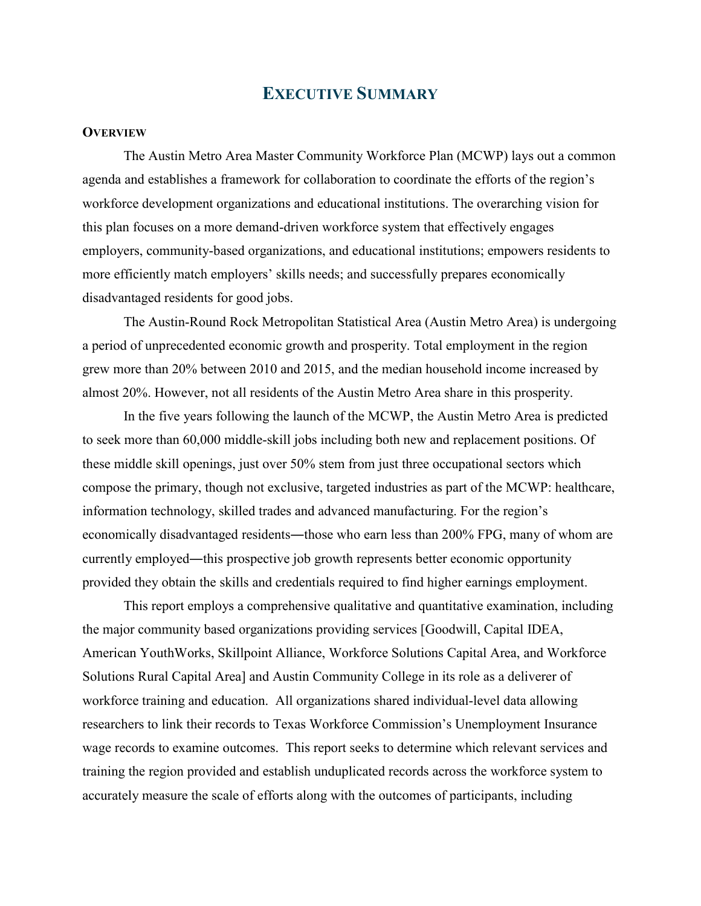# Executive Summary

## Overview

The Austin Metro Area Master Community Workforce Plan (MCWP) lays out a common agenda and establishes a framework for collaboration to coordinate the efforts of the region's workforce development organizations and educational institutions. The overarching vision for this plan focuses on a more demand-driven workforce system that effectively engages employers, community-based organizations, and educational institutions; empowers residents to more efficiently match employers' skills needs; and successfully prepares economically disadvantaged residents for good jobs.

The Austin-Round Rock Metropolitan Statistical Area (Austin Metro Area) is undergoing a period of unprecedented economic growth and prosperity. Total employment in the region grew more than 20% between 2010 and 2015, and the median household income increased by almost 20%. However, not all residents of the Austin Metro Area share in this prosperity.

In the five years following the launch of the MCWP, the Austin Metro Area is predicted to seek more than 60,000 middle-skill jobs including both new and replacement positions. Of these middle skill openings, just over 50% stem from just three occupational sectors which compose the primary, though not exclusive, targeted industries as part of the MCWP: healthcare, information technology, skilled trades and advanced manufacturing. For the region's economically disadvantaged residents—those who earn less than 200% FPG, many of whom are currently employed—this prospective job growth represents better economic opportunity provided they obtain the skills and credentials required to find higher earnings employment.

This report employs a comprehensive qualitative and quantitative examination, including the major community based organizations providing services [Goodwill, Capital IDEA, American YouthWorks, Skillpoint Alliance, Workforce Solutions Capital Area, and Workforce Solutions Rural Capital Area] and Austin Community College in its role as a deliverer of workforce training and education. All organizations shared individual-level data allowing researchers to link their records to Texas Workforce Commission's Unemployment Insurance wage records to examine outcomes. This report seeks to determine which relevant services and training the region provided and establish unduplicated records across the workforce system to accurately measure the scale of efforts along with the outcomes of participants, including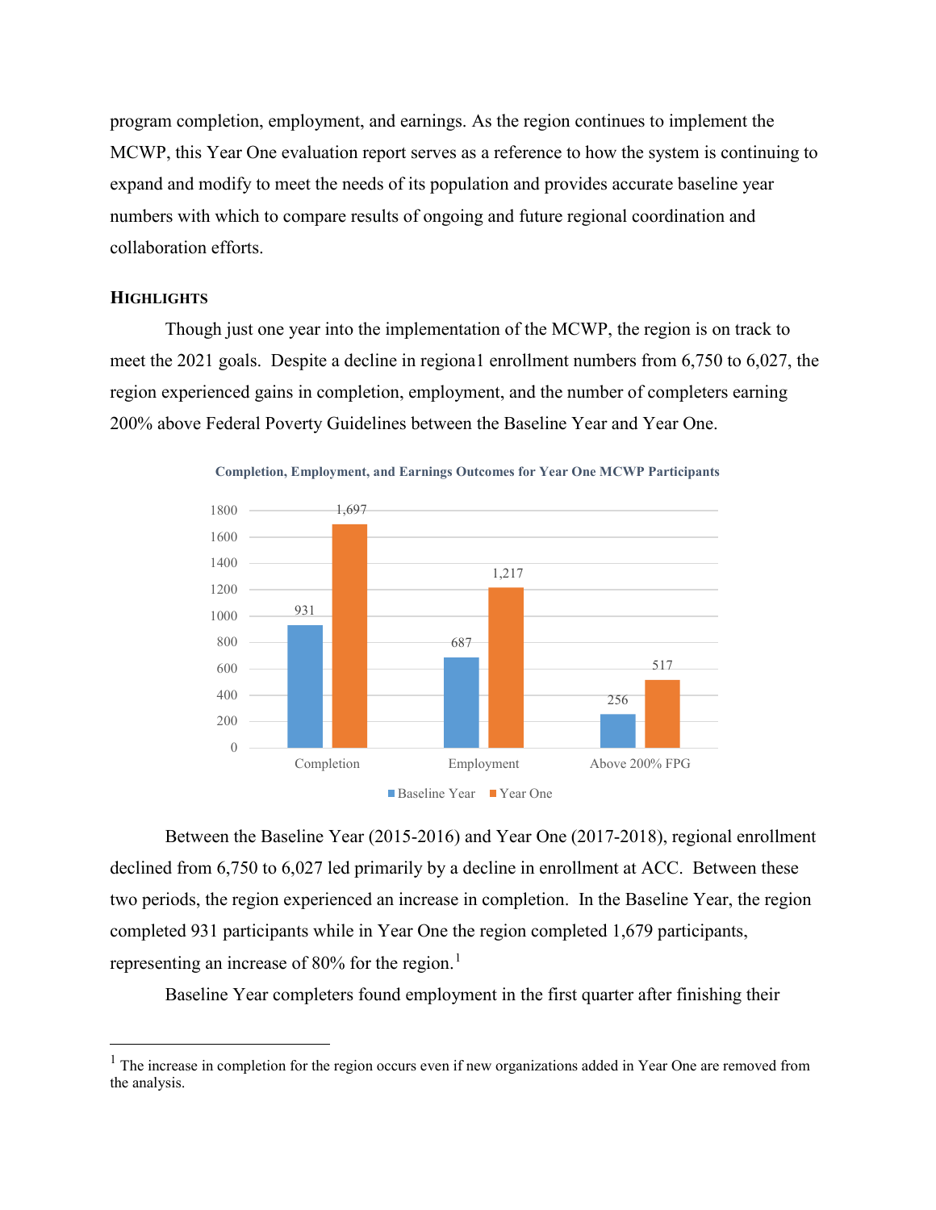program completion, employment, and earnings. As the region continues to implement the MCWP, this Year One evaluation report serves as a reference to how the system is continuing to expand and modify to meet the needs of its population and provides accurate baseline year numbers with which to compare results of ongoing and future regional coordination and collaboration efforts.

### HIGHLIGHTS

Though just one year into the implementation of the MCWP, the region is on track to meet the 2021 goals. Despite a decline in regiona1 enrollment numbers from 6,750 to 6,027, the region experienced gains in completion, employment, and the number of completers earning 200% above Federal Poverty Guidelines between the Baseline Year and Year One.

**Completion, Employment, and Earnings Outcomes for Year One MCWP Participants**

| | Baseline Year | Year One |
|---|---|---|
| Completion | 931 | 1,697 |
| Employment | 687 | 1,217 |
| Above 200% FPG | 256 | 517 |

Between the Baseline Year (2015-2016) and Year One (2017-2018), regional enrollment declined from 6,750 to 6,027 led primarily by a decline in enrollment at ACC. Between these two periods, the region experienced an increase in completion. In the Baseline Year, the region completed 931 participants while in Year One the region completed 1,679 participants, representing an increase of 80% for the region.[1]

Baseline Year completers found employment in the first quarter after finishing their

---

[1] The increase in completion for the region occurs even if new organizations added in Year One are removed from the analysis.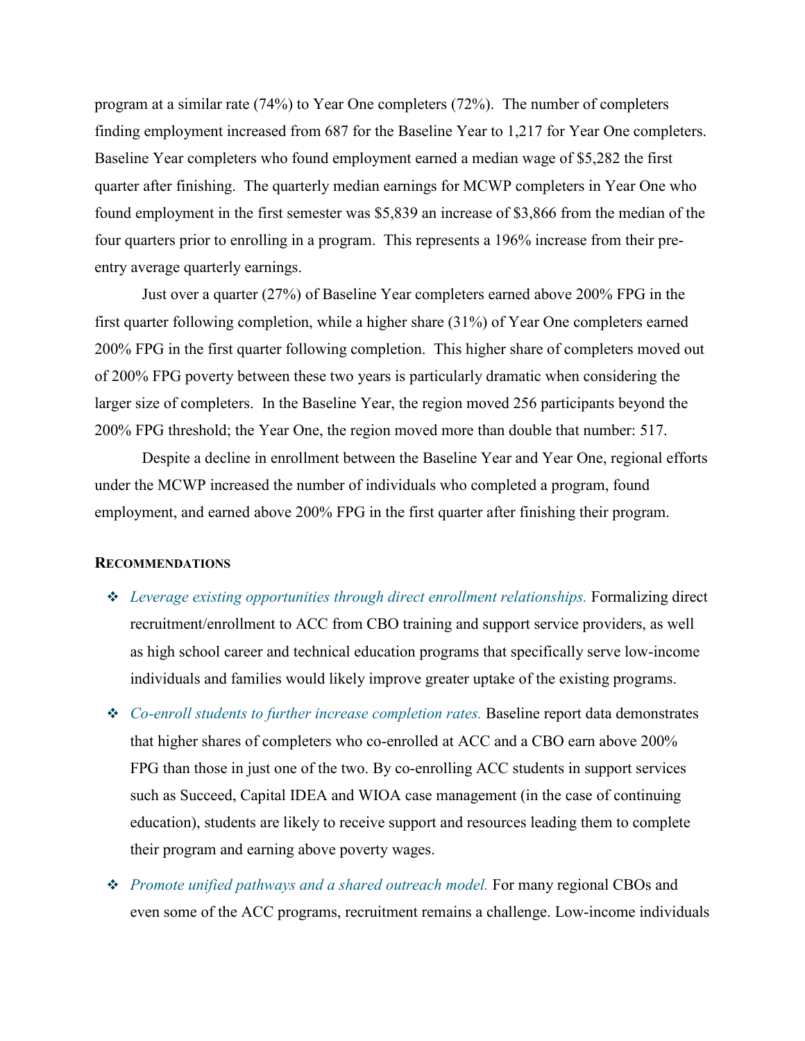program at a similar rate (74%) to Year One completers (72%). The number of completers finding employment increased from 687 for the Baseline Year to 1,217 for Year One completers. Baseline Year completers who found employment earned a median wage of $5,282 the first quarter after finishing. The quarterly median earnings for MCWP completers in Year One who found employment in the first semester was $5,839 an increase of $3,866 from the median of the four quarters prior to enrolling in a program. This represents a 196% increase from their pre-entry average quarterly earnings.

Just over a quarter (27%) of Baseline Year completers earned above 200% FPG in the first quarter following completion, while a higher share (31%) of Year One completers earned 200% FPG in the first quarter following completion. This higher share of completers moved out of 200% FPG poverty between these two years is particularly dramatic when considering the larger size of completers. In the Baseline Year, the region moved 256 participants beyond the 200% FPG threshold; the Year One, the region moved more than double that number: 517.

Despite a decline in enrollment between the Baseline Year and Year One, regional efforts under the MCWP increased the number of individuals who completed a program, found employment, and earned above 200% FPG in the first quarter after finishing their program.

### RECOMMENDATIONS

- *Leverage existing opportunities through direct enrollment relationships.* Formalizing direct recruitment/enrollment to ACC from CBO training and support service providers, as well as high school career and technical education programs that specifically serve low-income individuals and families would likely improve greater uptake of the existing programs.
- *Co-enroll students to further increase completion rates.* Baseline report data demonstrates that higher shares of completers who co-enrolled at ACC and a CBO earn above 200% FPG than those in just one of the two. By co-enrolling ACC students in support services such as Succeed, Capital IDEA and WIOA case management (in the case of continuing education), students are likely to receive support and resources leading them to complete their program and earning above poverty wages.
- *Promote unified pathways and a shared outreach model.* For many regional CBOs and even some of the ACC programs, recruitment remains a challenge. Low-income individuals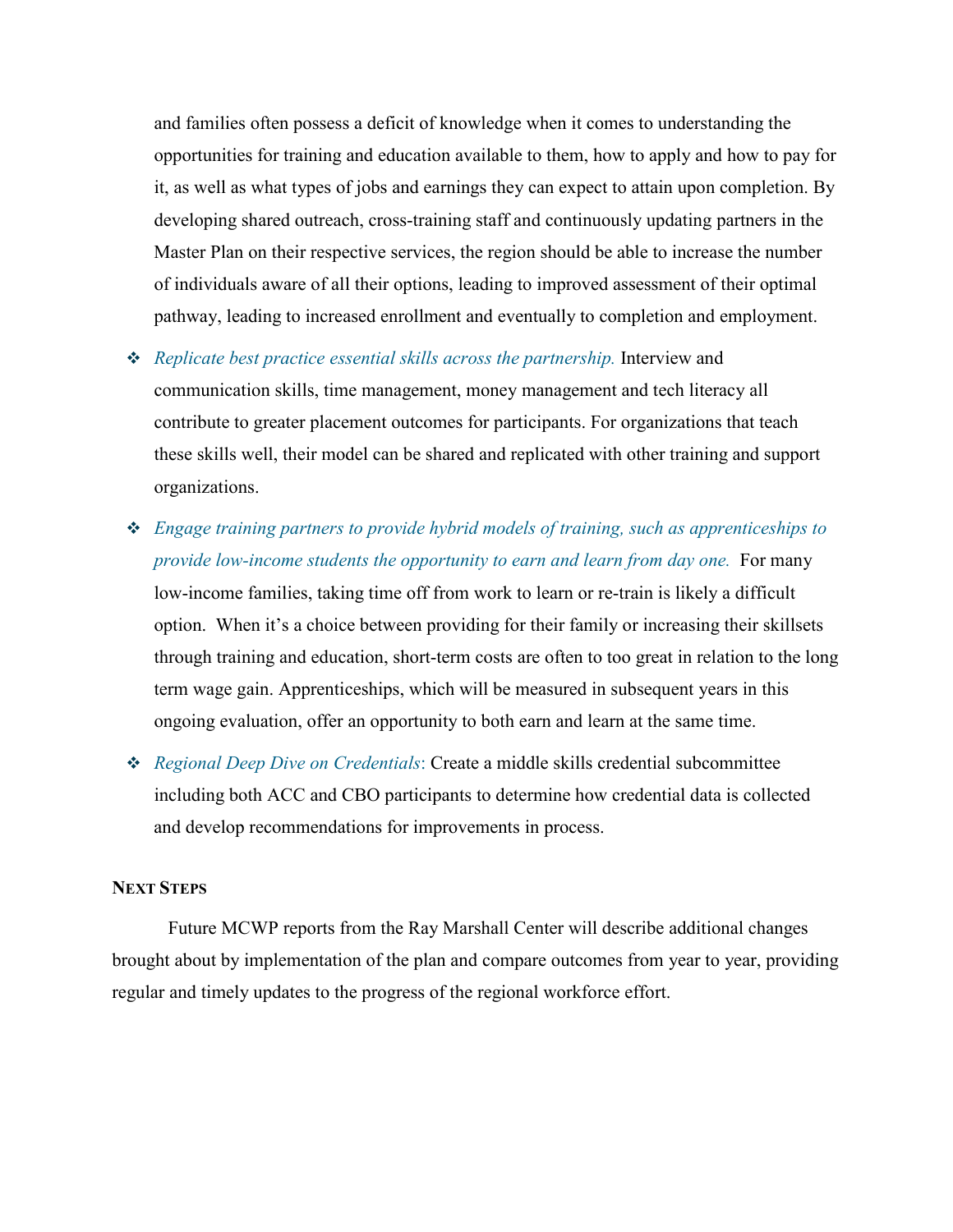and families often possess a deficit of knowledge when it comes to understanding the opportunities for training and education available to them, how to apply and how to pay for it, as well as what types of jobs and earnings they can expect to attain upon completion. By developing shared outreach, cross-training staff and continuously updating partners in the Master Plan on their respective services, the region should be able to increase the number of individuals aware of all their options, leading to improved assessment of their optimal pathway, leading to increased enrollment and eventually to completion and employment.

- *Replicate best practice essential skills across the partnership.* Interview and communication skills, time management, money management and tech literacy all contribute to greater placement outcomes for participants. For organizations that teach these skills well, their model can be shared and replicated with other training and support organizations.
- *Engage training partners to provide hybrid models of training, such as apprenticeships to provide low-income students the opportunity to earn and learn from day one.* For many low-income families, taking time off from work to learn or re-train is likely a difficult option. When it's a choice between providing for their family or increasing their skillsets through training and education, short-term costs are often to too great in relation to the long term wage gain. Apprenticeships, which will be measured in subsequent years in this ongoing evaluation, offer an opportunity to both earn and learn at the same time.
- *Regional Deep Dive on Credentials*: Create a middle skills credential subcommittee including both ACC and CBO participants to determine how credential data is collected and develop recommendations for improvements in process.

## Next Steps

Future MCWP reports from the Ray Marshall Center will describe additional changes brought about by implementation of the plan and compare outcomes from year to year, providing regular and timely updates to the progress of the regional workforce effort.